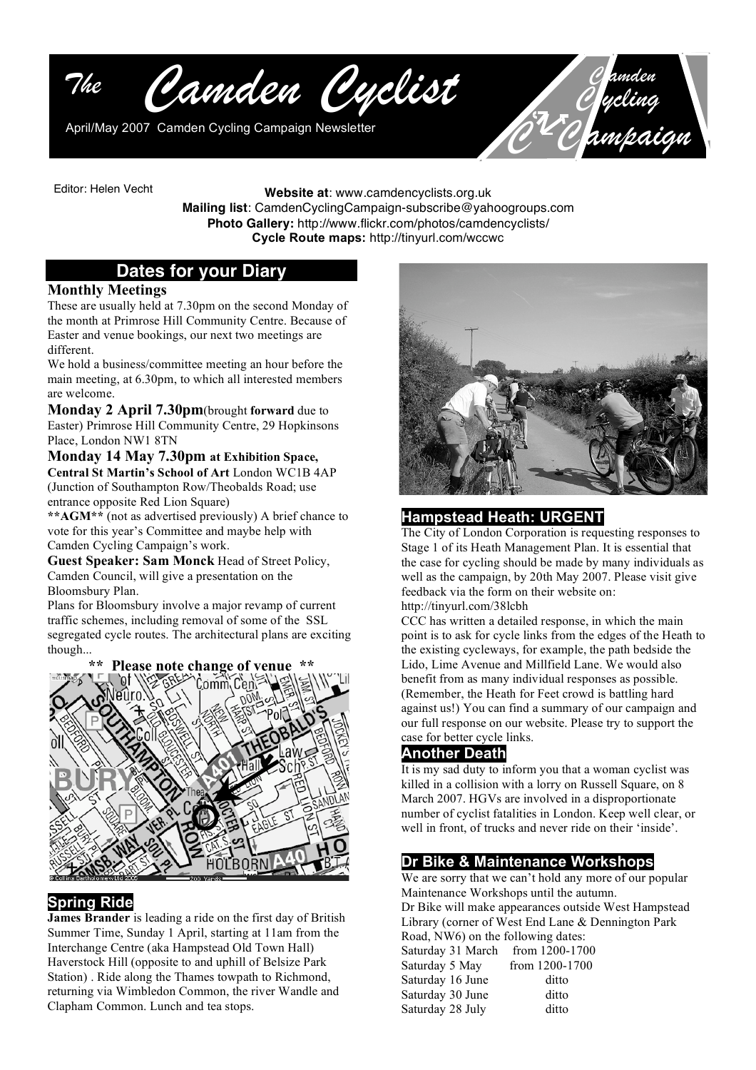# The Camden Cyclist

April/May 2007 Camden Cycling Campaign Newsletter

Camden Cycling Campaign

Editor: Helen Vecht

**Website at**: www.camdencyclists.org.uk
**Mailing list**: CamdenCyclingCampaign-subscribe@yahoogroups.com
**Photo Gallery:** http://www.flickr.com/photos/camdencyclists/
**Cycle Route maps:** http://tinyurl.com/wccwc

## Dates for your Diary

### Monthly Meetings

These are usually held at 7.30pm on the second Monday of the month at Primrose Hill Community Centre. Because of Easter and venue bookings, our next two meetings are different.

We hold a business/committee meeting an hour before the main meeting, at 6.30pm, to which all interested members are welcome.

**Monday 2 April 7.30pm**(brought **forward** due to Easter) Primrose Hill Community Centre, 29 Hopkinsons Place, London NW1 8TN

**Monday 14 May 7.30pm at Exhibition Space, Central St Martin's School of Art** London WC1B 4AP (Junction of Southampton Row/Theobalds Road; use entrance opposite Red Lion Square)

****AGM**** (not as advertised previously) A brief chance to vote for this year's Committee and maybe help with Camden Cycling Campaign's work.

**Guest Speaker: Sam Monck** Head of Street Policy, Camden Council, will give a presentation on the Bloomsbury Plan.

Plans for Bloomsbury involve a major revamp of current traffic schemes, including removal of some of the SSL segregated cycle routes. The architectural plans are exciting though...

**** Please note change of venue ****

## Spring Ride

**James Brander** is leading a ride on the first day of British Summer Time, Sunday 1 April, starting at 11am from the Interchange Centre (aka Hampstead Old Town Hall) Haverstock Hill (opposite to and uphill of Belsize Park Station) . Ride along the Thames towpath to Richmond, returning via Wimbledon Common, the river Wandle and Clapham Common. Lunch and tea stops.

## Hampstead Heath: URGENT

The City of London Corporation is requesting responses to Stage 1 of its Heath Management Plan. It is essential that the case for cycling should be made by many individuals as well as the campaign, by 20th May 2007. Please visit give feedback via the form on their website on: http://tinyurl.com/38lcbh

CCC has written a detailed response, in which the main point is to ask for cycle links from the edges of the Heath to the existing cycleways, for example, the path bedside the Lido, Lime Avenue and Millfield Lane. We would also benefit from as many individual responses as possible. (Remember, the Heath for Feet crowd is battling hard against us!) You can find a summary of our campaign and our full response on our website. Please try to support the case for better cycle links.

## Another Death

It is my sad duty to inform you that a woman cyclist was killed in a collision with a lorry on Russell Square, on 8 March 2007. HGVs are involved in a disproportionate number of cyclist fatalities in London. Keep well clear, or well in front, of trucks and never ride on their 'inside'.

## Dr Bike & Maintenance Workshops

We are sorry that we can't hold any more of our popular Maintenance Workshops until the autumn.

Dr Bike will make appearances outside West Hampstead Library (corner of West End Lane & Dennington Park Road, NW6) on the following dates:

| | |
|---|---|
| Saturday 31 March | from 1200-1700 |
| Saturday 5 May | from 1200-1700 |
| Saturday 16 June | ditto |
| Saturday 30 June | ditto |
| Saturday 28 July | ditto |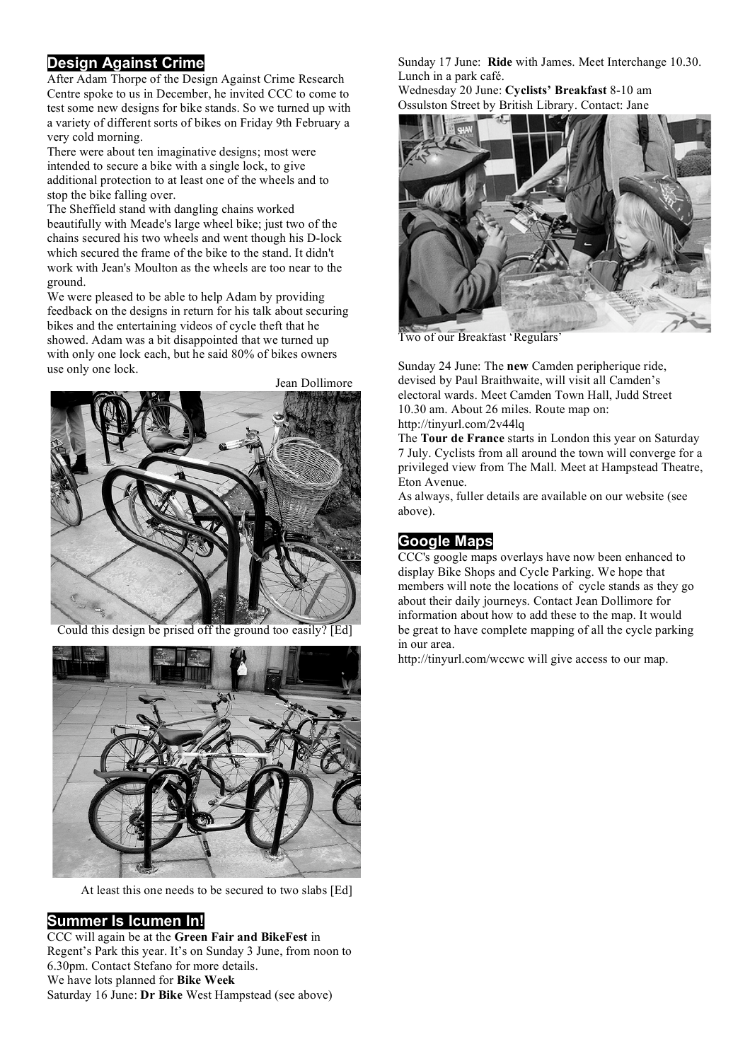## Design Against Crime

After Adam Thorpe of the Design Against Crime Research Centre spoke to us in December, he invited CCC to come to test some new designs for bike stands. So we turned up with a variety of different sorts of bikes on Friday 9th February a very cold morning.

There were about ten imaginative designs; most were intended to secure a bike with a single lock, to give additional protection to at least one of the wheels and to stop the bike falling over.

The Sheffield stand with dangling chains worked beautifully with Meade's large wheel bike; just two of the chains secured his two wheels and went though his D-lock which secured the frame of the bike to the stand. It didn't work with Jean's Moulton as the wheels are too near to the ground.

We were pleased to be able to help Adam by providing feedback on the designs in return for his talk about securing bikes and the entertaining videos of cycle theft that he showed. Adam was a bit disappointed that we turned up with only one lock each, but he said 80% of bikes owners use only one lock.

Jean Dollimore

Could this design be prised off the ground too easily? [Ed]

At least this one needs to be secured to two slabs [Ed]

## Summer Is Icumen In!

CCC will again be at the **Green Fair and BikeFest** in Regent's Park this year. It's on Sunday 3 June, from noon to 6.30pm. Contact Stefano for more details.

We have lots planned for **Bike Week**

Saturday 16 June: **Dr Bike** West Hampstead (see above)

Sunday 17 June: **Ride** with James. Meet Interchange 10.30. Lunch in a park café.

Wednesday 20 June: **Cyclists' Breakfast** 8-10 am Ossulston Street by British Library. Contact: Jane

Two of our Breakfast 'Regulars'

Sunday 24 June: The **new** Camden peripherique ride, devised by Paul Braithwaite, will visit all Camden's electoral wards. Meet Camden Town Hall, Judd Street 10.30 am. About 26 miles. Route map on: http://tinyurl.com/2v44lq

The **Tour de France** starts in London this year on Saturday 7 July. Cyclists from all around the town will converge for a privileged view from The Mall. Meet at Hampstead Theatre, Eton Avenue.

As always, fuller details are available on our website (see above).

## Google Maps

CCC's google maps overlays have now been enhanced to display Bike Shops and Cycle Parking. We hope that members will note the locations of cycle stands as they go about their daily journeys. Contact Jean Dollimore for information about how to add these to the map. It would be great to have complete mapping of all the cycle parking in our area.

http://tinyurl.com/wccwc will give access to our map.